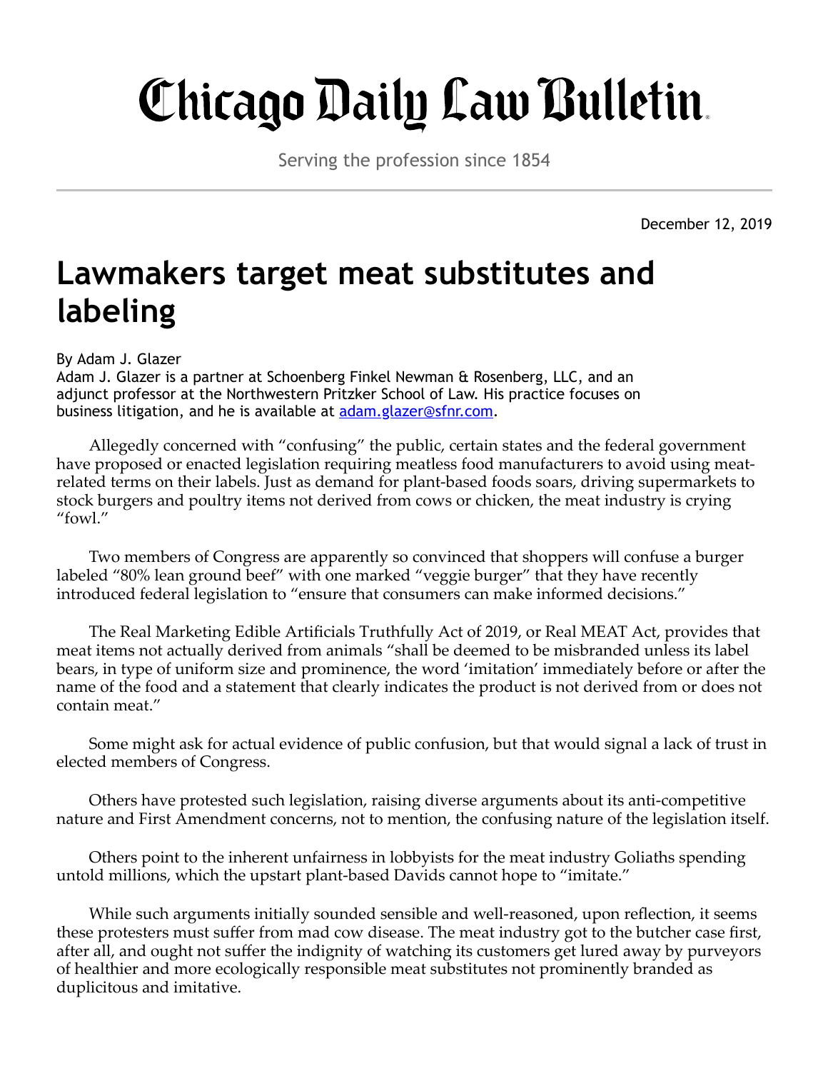# Chicago Daily Law Bulletin

Serving the profession since 1854

December 12, 2019

## Lawmakers target meat substitutes and labeling

By Adam J. Glazer

Adam J. Glazer is a partner at Schoenberg Finkel Newman & Rosenberg, LLC, and an adjunct professor at the Northwestern Pritzker School of Law. His practice focuses on business litigation, and he is available at adam.glazer@sfnr.com.

Allegedly concerned with "confusing" the public, certain states and the federal government have proposed or enacted legislation requiring meatless food manufacturers to avoid using meat-related terms on their labels. Just as demand for plant-based foods soars, driving supermarkets to stock burgers and poultry items not derived from cows or chicken, the meat industry is crying "fowl."

Two members of Congress are apparently so convinced that shoppers will confuse a burger labeled "80% lean ground beef" with one marked "veggie burger" that they have recently introduced federal legislation to "ensure that consumers can make informed decisions."

The Real Marketing Edible Artificials Truthfully Act of 2019, or Real MEAT Act, provides that meat items not actually derived from animals "shall be deemed to be misbranded unless its label bears, in type of uniform size and prominence, the word 'imitation' immediately before or after the name of the food and a statement that clearly indicates the product is not derived from or does not contain meat."

Some might ask for actual evidence of public confusion, but that would signal a lack of trust in elected members of Congress.

Others have protested such legislation, raising diverse arguments about its anti-competitive nature and First Amendment concerns, not to mention, the confusing nature of the legislation itself.

Others point to the inherent unfairness in lobbyists for the meat industry Goliaths spending untold millions, which the upstart plant-based Davids cannot hope to "imitate."

While such arguments initially sounded sensible and well-reasoned, upon reflection, it seems these protesters must suffer from mad cow disease. The meat industry got to the butcher case first, after all, and ought not suffer the indignity of watching its customers get lured away by purveyors of healthier and more ecologically responsible meat substitutes not prominently branded as duplicitous and imitative.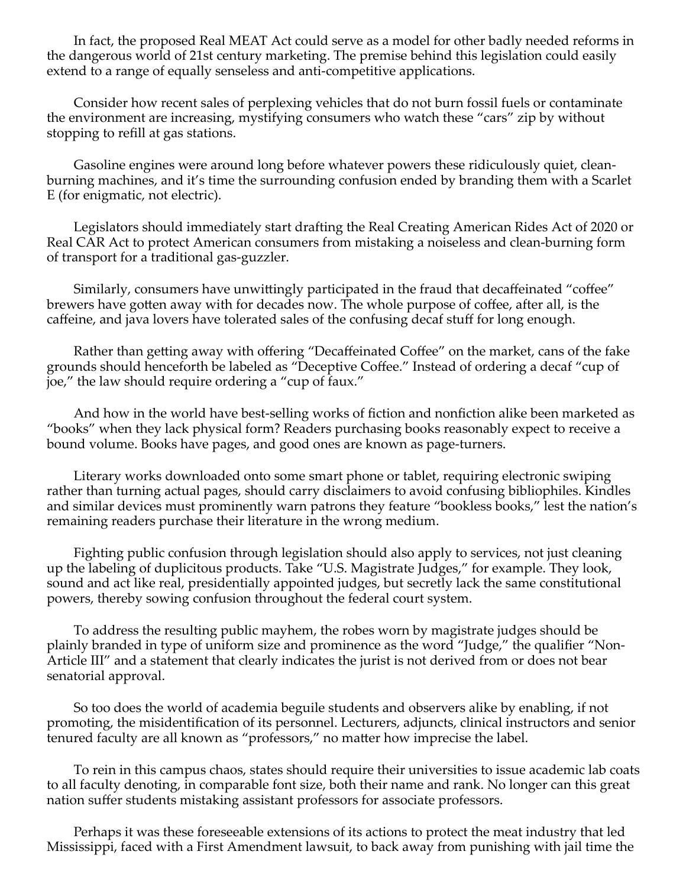In fact, the proposed Real MEAT Act could serve as a model for other badly needed reforms in the dangerous world of 21st century marketing. The premise behind this legislation could easily extend to a range of equally senseless and anti-competitive applications.

Consider how recent sales of perplexing vehicles that do not burn fossil fuels or contaminate the environment are increasing, mystifying consumers who watch these "cars" zip by without stopping to refill at gas stations.

Gasoline engines were around long before whatever powers these ridiculously quiet, clean-burning machines, and it's time the surrounding confusion ended by branding them with a Scarlet E (for enigmatic, not electric).

Legislators should immediately start drafting the Real Creating American Rides Act of 2020 or Real CAR Act to protect American consumers from mistaking a noiseless and clean-burning form of transport for a traditional gas-guzzler.

Similarly, consumers have unwittingly participated in the fraud that decaffeinated "coffee" brewers have gotten away with for decades now. The whole purpose of coffee, after all, is the caffeine, and java lovers have tolerated sales of the confusing decaf stuff for long enough.

Rather than getting away with offering "Decaffeinated Coffee" on the market, cans of the fake grounds should henceforth be labeled as "Deceptive Coffee." Instead of ordering a decaf "cup of joe," the law should require ordering a "cup of faux."

And how in the world have best-selling works of fiction and nonfiction alike been marketed as "books" when they lack physical form? Readers purchasing books reasonably expect to receive a bound volume. Books have pages, and good ones are known as page-turners.

Literary works downloaded onto some smart phone or tablet, requiring electronic swiping rather than turning actual pages, should carry disclaimers to avoid confusing bibliophiles. Kindles and similar devices must prominently warn patrons they feature "bookless books," lest the nation's remaining readers purchase their literature in the wrong medium.

Fighting public confusion through legislation should also apply to services, not just cleaning up the labeling of duplicitous products. Take "U.S. Magistrate Judges," for example. They look, sound and act like real, presidentially appointed judges, but secretly lack the same constitutional powers, thereby sowing confusion throughout the federal court system.

To address the resulting public mayhem, the robes worn by magistrate judges should be plainly branded in type of uniform size and prominence as the word "Judge," the qualifier "Non-Article III" and a statement that clearly indicates the jurist is not derived from or does not bear senatorial approval.

So too does the world of academia beguile students and observers alike by enabling, if not promoting, the misidentification of its personnel. Lecturers, adjuncts, clinical instructors and senior tenured faculty are all known as "professors," no matter how imprecise the label.

To rein in this campus chaos, states should require their universities to issue academic lab coats to all faculty denoting, in comparable font size, both their name and rank. No longer can this great nation suffer students mistaking assistant professors for associate professors.

Perhaps it was these foreseeable extensions of its actions to protect the meat industry that led Mississippi, faced with a First Amendment lawsuit, to back away from punishing with jail time the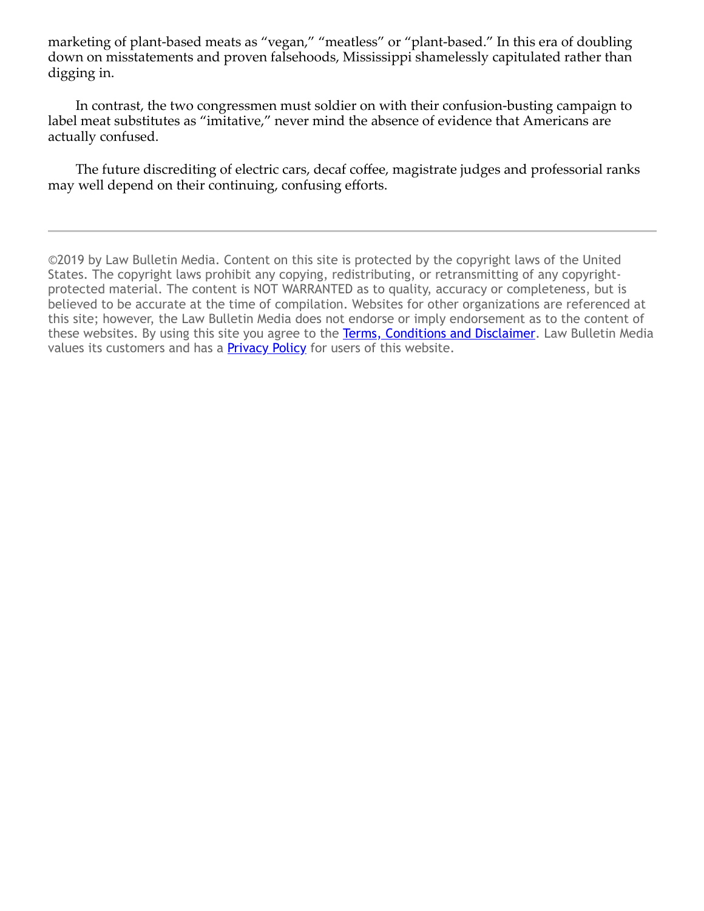marketing of plant-based meats as “vegan,” “meatless” or “plant-based.” In this era of doubling down on misstatements and proven falsehoods, Mississippi shamelessly capitulated rather than digging in.

In contrast, the two congressmen must soldier on with their confusion-busting campaign to label meat substitutes as “imitative,” never mind the absence of evidence that Americans are actually confused.

The future discrediting of electric cars, decaf coffee, magistrate judges and professorial ranks may well depend on their continuing, confusing efforts.

---

©2019 by Law Bulletin Media. Content on this site is protected by the copyright laws of the United States. The copyright laws prohibit any copying, redistributing, or retransmitting of any copyright-protected material. The content is NOT WARRANTED as to quality, accuracy or completeness, but is believed to be accurate at the time of compilation. Websites for other organizations are referenced at this site; however, the Law Bulletin Media does not endorse or imply endorsement as to the content of these websites. By using this site you agree to the Terms, Conditions and Disclaimer. Law Bulletin Media values its customers and has a Privacy Policy for users of this website.